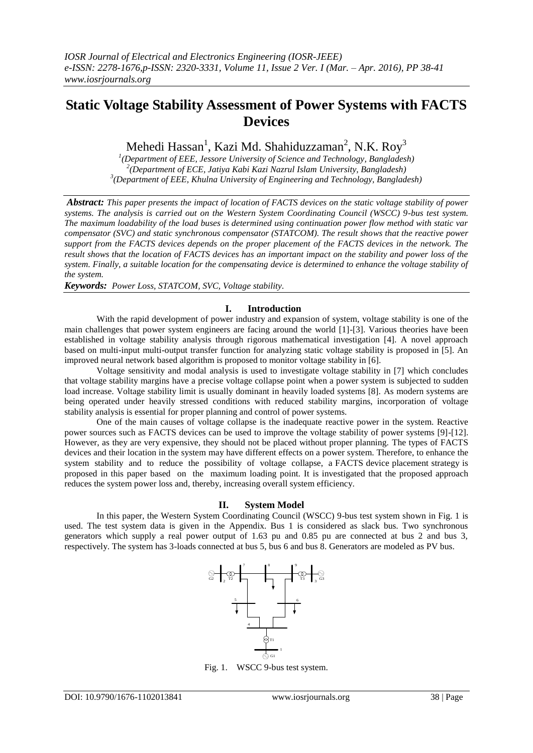# Static Voltage Stability Assessment of Power Systems with FACTS Devices

Mehedi Hassan[1], Kazi Md. Shahiduzzaman[2], N.K. Roy[3]

[1](Department of EEE, Jessore University of Science and Technology, Bangladesh)
[2](Department of ECE, Jatiya Kabi Kazi Nazrul Islam University, Bangladesh)
[3](Department of EEE, Khulna University of Engineering and Technology, Bangladesh)

***Abstract:*** *This paper presents the impact of location of FACTS devices on the static voltage stability of power systems. The analysis is carried out on the Western System Coordinating Council (WSCC) 9-bus test system. The maximum loadability of the load buses is determined using continuation power flow method with static var compensator (SVC) and static synchronous compensator (STATCOM). The result shows that the reactive power support from the FACTS devices depends on the proper placement of the FACTS devices in the network. The result shows that the location of FACTS devices has an important impact on the stability and power loss of the system. Finally, a suitable location for the compensating device is determined to enhance the voltage stability of the system.*

***Keywords:*** *Power Loss, STATCOM, SVC, Voltage stability.*

## I. Introduction

With the rapid development of power industry and expansion of system, voltage stability is one of the main challenges that power system engineers are facing around the world [1]-[3]. Various theories have been established in voltage stability analysis through rigorous mathematical investigation [4]. A novel approach based on multi-input multi-output transfer function for analyzing static voltage stability is proposed in [5]. An improved neural network based algorithm is proposed to monitor voltage stability in [6].

Voltage sensitivity and modal analysis is used to investigate voltage stability in [7] which concludes that voltage stability margins have a precise voltage collapse point when a power system is subjected to sudden load increase. Voltage stability limit is usually dominant in heavily loaded systems [8]. As modern systems are being operated under heavily stressed conditions with reduced stability margins, incorporation of voltage stability analysis is essential for proper planning and control of power systems.

One of the main causes of voltage collapse is the inadequate reactive power in the system. Reactive power sources such as FACTS devices can be used to improve the voltage stability of power systems [9]-[12]. However, as they are very expensive, they should not be placed without proper planning. The types of FACTS devices and their location in the system may have different effects on a power system. Therefore, to enhance the system stability and to reduce the possibility of voltage collapse, a FACTS device placement strategy is proposed in this paper based on the maximum loading point. It is investigated that the proposed approach reduces the system power loss and, thereby, increasing overall system efficiency.

## II. System Model

In this paper, the Western System Coordinating Council (WSCC) 9-bus test system shown in Fig. 1 is used. The test system data is given in the Appendix. Bus 1 is considered as slack bus. Two synchronous generators which supply a real power output of 1.63 pu and 0.85 pu are connected at bus 2 and bus 3, respectively. The system has 3-loads connected at bus 5, bus 6 and bus 8. Generators are modeled as PV bus.

Fig. 1. WSCC 9-bus test system.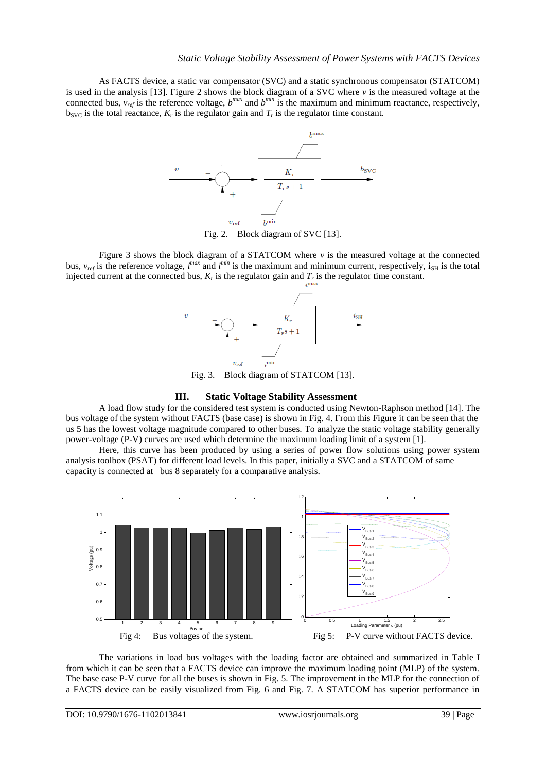As FACTS device, a static var compensator (SVC) and a static synchronous compensator (STATCOM) is used in the analysis [13]. Figure 2 shows the block diagram of a SVC where $v$ is the measured voltage at the connected bus, $v_{ref}$ is the reference voltage, $b^{max}$ and $b^{min}$ is the maximum and minimum reactance, respectively, $b_{SVC}$ is the total reactance, $K_r$ is the regulator gain and $T_r$ is the regulator time constant.

Fig. 2. Block diagram of SVC [13].

Figure 3 shows the block diagram of a STATCOM where $v$ is the measured voltage at the connected bus, $v_{ref}$ is the reference voltage, $i^{max}$ and $i^{min}$ is the maximum and minimum current, respectively, $i_{SH}$ is the total injected current at the connected bus, $K_r$ is the regulator gain and $T_r$ is the regulator time constant.

Fig. 3. Block diagram of STATCOM [13].

## III. Static Voltage Stability Assessment

A load flow study for the considered test system is conducted using Newton-Raphson method [14]. The bus voltage of the system without FACTS (base case) is shown in Fig. 4. From this Figure it can be seen that the us 5 has the lowest voltage magnitude compared to other buses. To analyze the static voltage stability generally power-voltage (P-V) curves are used which determine the maximum loading limit of a system [1].

Here, this curve has been produced by using a series of power flow solutions using power system analysis toolbox (PSAT) for different load levels. In this paper, initially a SVC and a STATCOM of same capacity is connected at bus 8 separately for a comparative analysis.

Fig 4: Bus voltages of the system.

Fig 5: P-V curve without FACTS device.

The variations in load bus voltages with the loading factor are obtained and summarized in Table I from which it can be seen that a FACTS device can improve the maximum loading point (MLP) of the system. The base case P-V curve for all the buses is shown in Fig. 5. The improvement in the MLP for the connection of a FACTS device can be easily visualized from Fig. 6 and Fig. 7. A STATCOM has superior performance in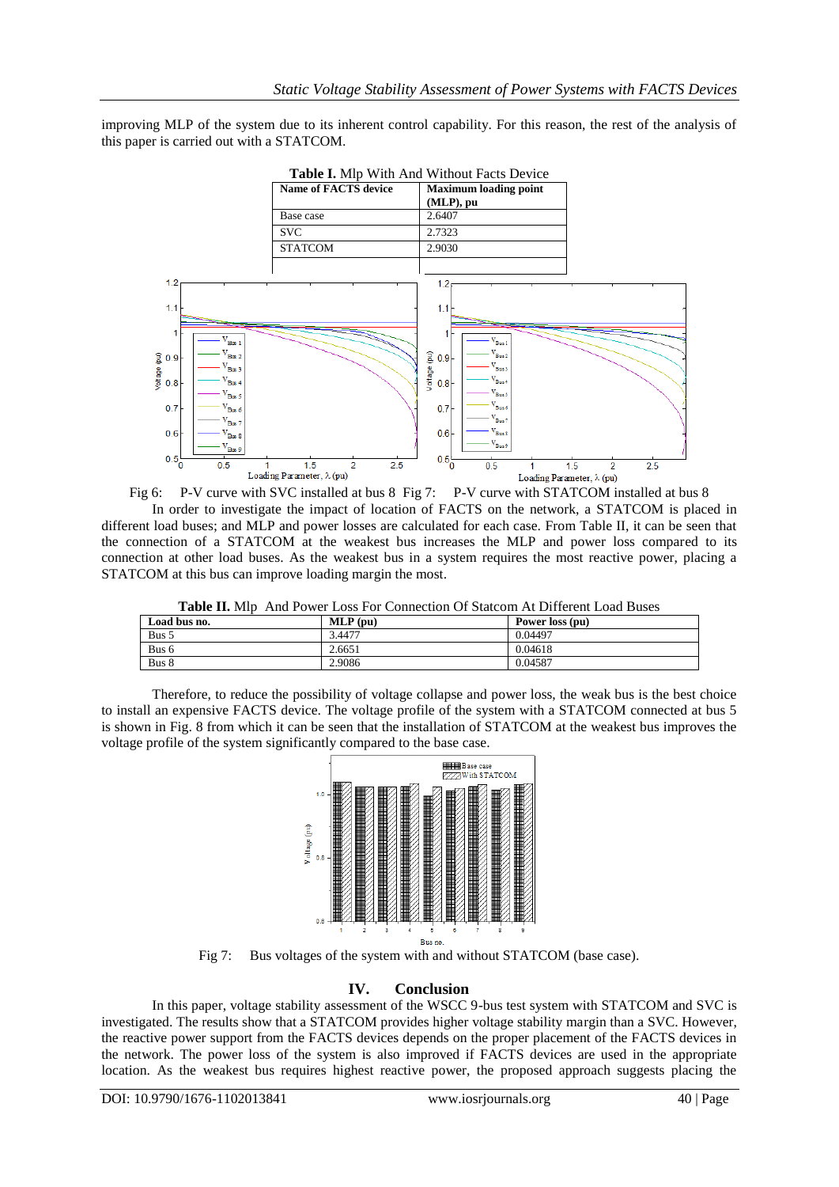improving MLP of the system due to its inherent control capability. For this reason, the rest of the analysis of this paper is carried out with a STATCOM.

**Table I.** Mlp With And Without Facts Device

| Name of FACTS device | Maximum loading point (MLP), pu |
|---|---|
| Base case | 2.6407 |
| SVC | 2.7323 |
| STATCOM | 2.9030 |
| | |

Fig 6: P-V curve with SVC installed at bus 8 Fig 7: P-V curve with STATCOM installed at bus 8

In order to investigate the impact of location of FACTS on the network, a STATCOM is placed in different load buses; and MLP and power losses are calculated for each case. From Table II, it can be seen that the connection of a STATCOM at the weakest bus increases the MLP and power loss compared to its connection at other load buses. As the weakest bus in a system requires the most reactive power, placing a STATCOM at this bus can improve loading margin the most.

**Table II.** Mlp And Power Loss For Connection Of Statcom At Different Load Buses

| Load bus no. | MLP (pu) | Power loss (pu) |
|---|---|---|
| Bus 5 | 3.4477 | 0.04497 |
| Bus 6 | 2.6651 | 0.04618 |
| Bus 8 | 2.9086 | 0.04587 |

Therefore, to reduce the possibility of voltage collapse and power loss, the weak bus is the best choice to install an expensive FACTS device. The voltage profile of the system with a STATCOM connected at bus 5 is shown in Fig. 8 from which it can be seen that the installation of STATCOM at the weakest bus improves the voltage profile of the system significantly compared to the base case.

Fig 7: Bus voltages of the system with and without STATCOM (base case).

## IV. Conclusion

In this paper, voltage stability assessment of the WSCC 9-bus test system with STATCOM and SVC is investigated. The results show that a STATCOM provides higher voltage stability margin than a SVC. However, the reactive power support from the FACTS devices depends on the proper placement of the FACTS devices in the network. The power loss of the system is also improved if FACTS devices are used in the appropriate location. As the weakest bus requires highest reactive power, the proposed approach suggests placing the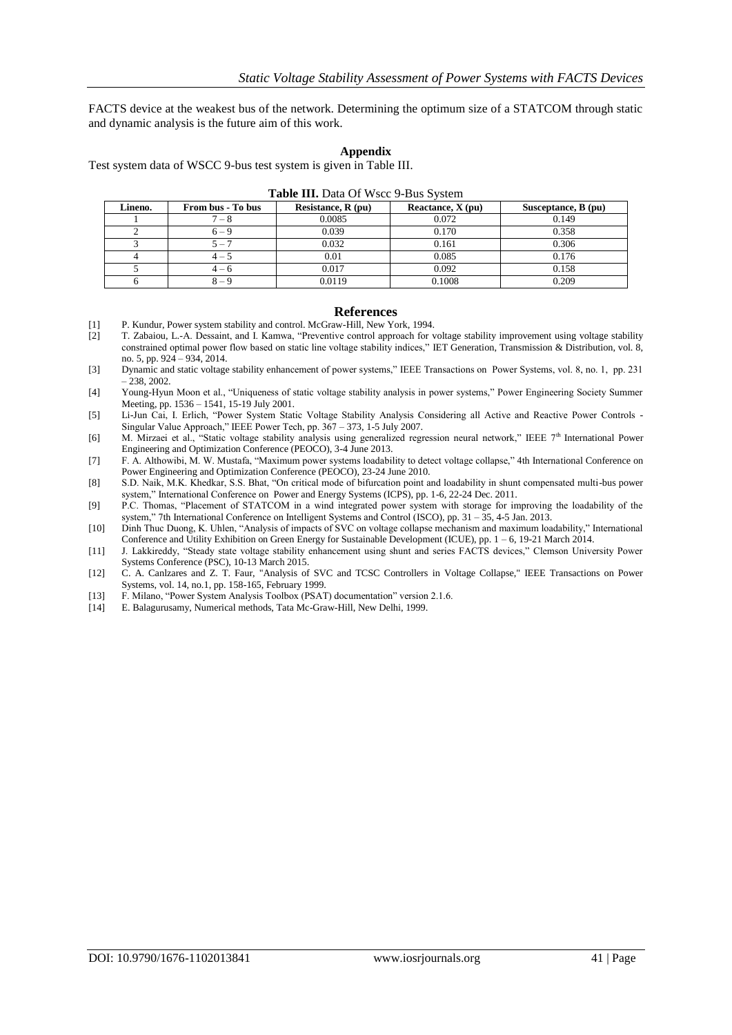FACTS device at the weakest bus of the network. Determining the optimum size of a STATCOM through static and dynamic analysis is the future aim of this work.

## Appendix

Test system data of WSCC 9-bus test system is given in Table III.

**Table III.** Data Of Wscc 9-Bus System

| Lineno. | From bus - To bus | Resistance, R (pu) | Reactance, X (pu) | Susceptance, B (pu) |
|---|---|---|---|---|
| 1 | 7 – 8 | 0.0085 | 0.072 | 0.149 |
| 2 | 6 – 9 | 0.039 | 0.170 | 0.358 |
| 3 | 5 – 7 | 0.032 | 0.161 | 0.306 |
| 4 | 4 – 5 | 0.01 | 0.085 | 0.176 |
| 5 | 4 – 6 | 0.017 | 0.092 | 0.158 |
| 6 | 8 – 9 | 0.0119 | 0.1008 | 0.209 |

## References

[1] P. Kundur, Power system stability and control. McGraw-Hill, New York, 1994.

[2] T. Zabaiou, L.-A. Dessaint, and I. Kamwa, "Preventive control approach for voltage stability improvement using voltage stability constrained optimal power flow based on static line voltage stability indices," IET Generation, Transmission & Distribution, vol. 8, no. 5, pp. 924 – 934, 2014.

[3] Dynamic and static voltage stability enhancement of power systems," IEEE Transactions on Power Systems, vol. 8, no. 1, pp. 231 – 238, 2002.

[4] Young-Hyun Moon et al., "Uniqueness of static voltage stability analysis in power systems," Power Engineering Society Summer Meeting, pp. 1536 – 1541, 15-19 July 2001.

[5] Li-Jun Cai, I. Erlich, "Power System Static Voltage Stability Analysis Considering all Active and Reactive Power Controls - Singular Value Approach," IEEE Power Tech, pp. 367 – 373, 1-5 July 2007.

[6] M. Mirzaei et al., "Static voltage stability analysis using generalized regression neural network," IEEE 7th International Power Engineering and Optimization Conference (PEOCO), 3-4 June 2013.

[7] F. A. Althowibi, M. W. Mustafa, "Maximum power systems loadability to detect voltage collapse," 4th International Conference on Power Engineering and Optimization Conference (PEOCO), 23-24 June 2010.

[8] S.D. Naik, M.K. Khedkar, S.S. Bhat, "On critical mode of bifurcation point and loadability in shunt compensated multi-bus power system," International Conference on Power and Energy Systems (ICPS), pp. 1-6, 22-24 Dec. 2011.

[9] P.C. Thomas, "Placement of STATCOM in a wind integrated power system with storage for improving the loadability of the system," 7th International Conference on Intelligent Systems and Control (ISCO), pp. 31 – 35, 4-5 Jan. 2013.

[10] Dinh Thuc Duong, K. Uhlen, "Analysis of impacts of SVC on voltage collapse mechanism and maximum loadability," International Conference and Utility Exhibition on Green Energy for Sustainable Development (ICUE), pp. 1 – 6, 19-21 March 2014.

[11] J. Lakkireddy, "Steady state voltage stability enhancement using shunt and series FACTS devices," Clemson University Power Systems Conference (PSC), 10-13 March 2015.

[12] C. A. Canlzares and Z. T. Faur, "Analysis of SVC and TCSC Controllers in Voltage Collapse," IEEE Transactions on Power Systems, vol. 14, no.1, pp. 158-165, February 1999.

[13] F. Milano, "Power System Analysis Toolbox (PSAT) documentation" version 2.1.6.

[14] E. Balagurusamy, Numerical methods, Tata Mc-Graw-Hill, New Delhi, 1999.